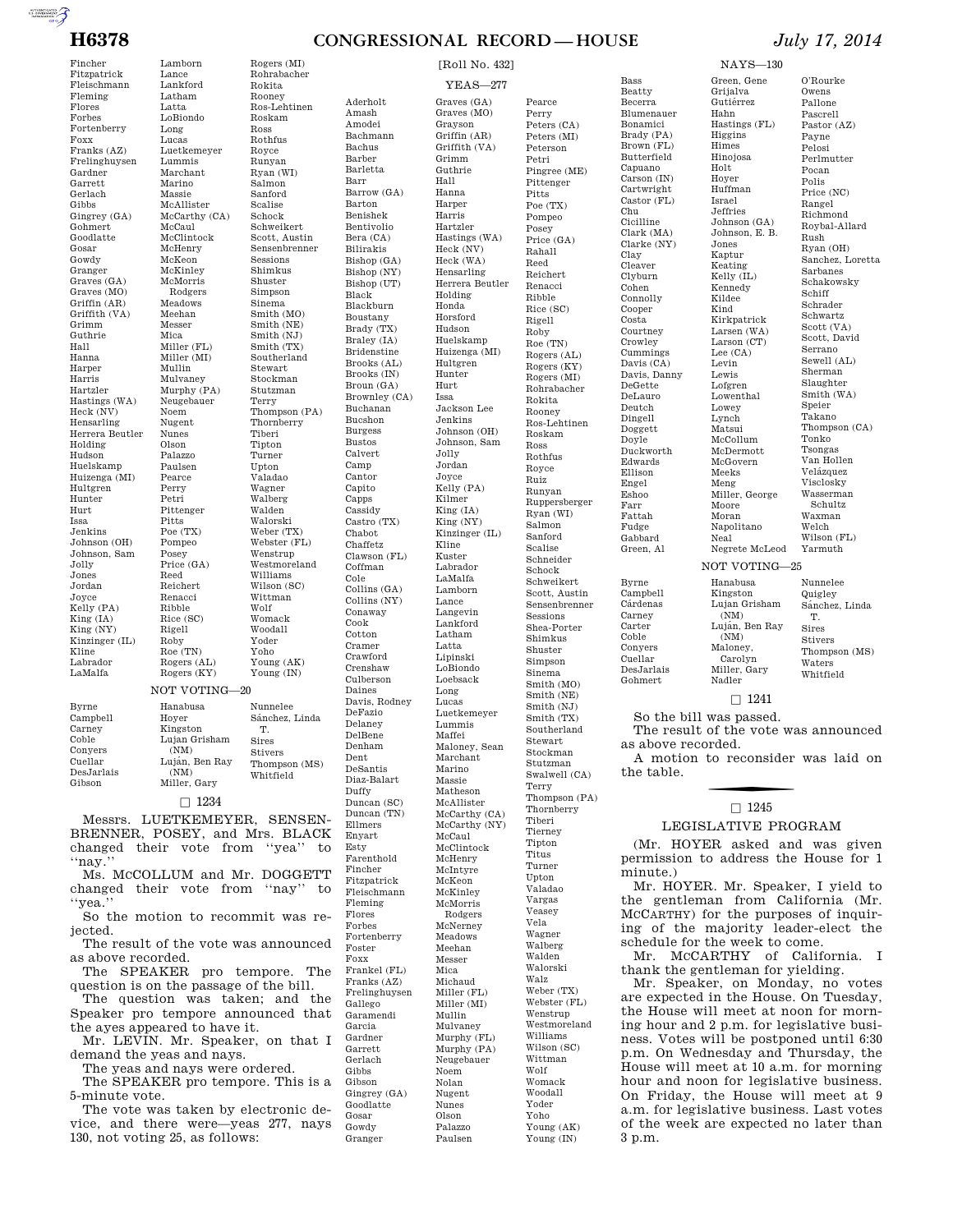Fincher
Fitzpatrick
Fleischmann
Fleming
Flores
Forbes
Fortenberry
Foxx
Franks (AZ)
Frelinghuysen
Gardner
Garrett
Gerlach
Gibbs
Gingrey (GA)
Gohmert
Goodlatte
Gosar
Gowdy
Granger
Graves (GA)
Graves (MO)
Griffin (AR)
Griffith (VA)
Grimm
Guthrie
Hall
Hanna
Harper
Harris
Hartzler
Hastings (WA)
Heck (NV)
Hensarling
Herrera Beutler
Holding
Hudson
Huelskamp
Huizenga (MI)
Hultgren
Hunter
Hurt
Issa
Jenkins
Johnson (OH)
Johnson, Sam
Jolly
Jones
Jordan
Joyce
Kelly (PA)
King (IA)
King (NY)
Kinzinger (IL)
Kline
Labrador
LaMalfa
Lamborn
Lance
Lankford
Latham
Latta
LoBiondo
Long
Lucas
Luetkemeyer
Lummis
Marchant
Marino
Massie
McAllister
McCarthy (CA)
McCaul
McClintock
McHenry
McKeon
McKinley
McMorris Rodgers
Meadows
Meehan
Messer
Mica
Miller (FL)
Miller (MI)
Mullin
Mulvaney
Murphy (PA)
Neugebauer
Noem
Nugent
Nunes
Olson
Palazzo
Paulsen
Pearce
Perry
Petri
Pittenger
Pitts
Poe (TX)
Pompeo
Posey
Price (GA)
Reed
Reichert
Renacci
Ribble
Rice (SC)
Rigell
Roby
Roe (TN)
Rogers (AL)
Rogers (KY)
Rogers (MI)
Rohrabacher
Rokita
Rooney
Ros-Lehtinen
Roskam
Ross
Rothfus
Royce
Runyan
Ryan (WI)
Salmon
Sanford
Scalise
Schock
Schweikert
Scott, Austin
Sensenbrenner
Sessions
Shimkus
Shuster
Simpson
Sinema
Smith (MO)
Smith (NE)
Smith (NJ)
Smith (TX)
Southerland
Stewart
Stockman
Stutzman
Terry
Thompson (PA)
Thornberry
Tiberi
Tipton
Turner
Upton
Valadao
Wagner
Walberg
Walden
Walorski
Weber (TX)
Webster (FL)
Wenstrup
Westmoreland
Williams
Wilson (SC)
Wittman
Wolf
Womack
Woodall
Yoder
Yoho
Young (AK)
Young (IN)

NOT VOTING—20

Byrne
Campbell
Carney
Coble
Conyers
Cuellar
DesJarlais
Gibson
Hanabusa
Hoyer
Kingston
Lujan Grisham (NM)
Luján, Ben Ray (NM)
Miller, Gary
Nunnelee
Sánchez, Linda T.
Sires
Stivers
Thompson (MS)
Whitfield

□ 1234

Messrs. LUETKEMEYER, SENSENBRENNER, POSEY, and Mrs. BLACK changed their vote from "yea" to "nay."

Ms. McCOLLUM and Mr. DOGGETT changed their vote from "nay" to "yea."

So the motion to recommit was rejected.

The result of the vote was announced as above recorded.

The SPEAKER pro tempore. The question is on the passage of the bill.

The question was taken; and the Speaker pro tempore announced that the ayes appeared to have it.

Mr. LEVIN. Mr. Speaker, on that I demand the yeas and nays.

The yeas and nays were ordered.

The SPEAKER pro tempore. This is a 5-minute vote.

The vote was taken by electronic device, and there were—yeas 277, nays 130, not voting 25, as follows:

[Roll No. 432]

YEAS—277

Aderholt
Amash
Amodei
Bachmann
Bachus
Barber
Barletta
Barr
Barrow (GA)
Barton
Benishek
Bentivolio
Bera (CA)
Bilirakis
Bishop (GA)
Bishop (NY)
Bishop (UT)
Black
Blackburn
Boustany
Brady (TX)
Braley (IA)
Bridenstine
Brooks (AL)
Brooks (IN)
Broun (GA)
Brownley (CA)
Buchanan
Bucshon
Burgess
Bustos
Calvert
Camp
Cantor
Capito
Capps
Cassidy
Castro (TX)
Chabot
Chaffetz
Clawson (FL)
Coffman
Cole
Collins (GA)
Collins (NY)
Conaway
Cook
Cotton
Cramer
Crawford
Crenshaw
Culberson
Daines
Davis, Rodney
DeFazio
Delaney
DelBene
Denham
Dent
DeSantis
Diaz-Balart
Duffy
Duncan (SC)
Duncan (TN)
Ellmers
Enyart
Esty
Farenthold
Fincher
Fitzpatrick
Fleischmann
Fleming
Flores
Forbes
Fortenberry
Foster
Foxx
Frankel (FL)
Franks (AZ)
Frelinghuysen
Gallego
Garamendi
Garcia
Gardner
Garrett
Gerlach
Gibbs
Gibson
Gingrey (GA)
Goodlatte
Gosar
Gowdy
Granger
Graves (GA)
Graves (MO)
Grayson
Griffin (AR)
Griffith (VA)
Grimm
Guthrie
Hall
Hanna
Harper
Harris
Hartzler
Hastings (WA)
Heck (NV)
Heck (WA)
Hensarling
Herrera Beutler
Holding
Honda
Horsford
Hudson
Huelskamp
Huizenga (MI)
Hultgren
Hunter
Hurt
Issa
Jackson Lee
Jenkins
Johnson (OH)
Johnson, Sam
Jolly
Jordan
Joyce
Kelly (PA)
Kilmer
King (IA)
King (NY)
Kinzinger (IL)
Kline
Kuster
Labrador
LaMalfa
Lamborn
Lance
Langevin
Lankford
Latham
Latta
Lipinski
LoBiondo
Loebsack
Long
Lucas
Luetkemeyer
Lummis
Maffei
Maloney, Sean
Marchant
Marino
Massie
Matheson
McAllister
McCarthy (CA)
McCarthy (NY)
McCaul
McClintock
McHenry
McIntyre
McKeon
McKinley
McMorris Rodgers
McNerney
Meadows
Meehan
Messer
Mica
Michaud
Miller (FL)
Miller (MI)
Mullin
Mulvaney
Murphy (FL)
Murphy (PA)
Neugebauer
Noem
Nolan
Nugent
Nunes
Olson
Palazzo
Paulsen
Pearce
Perry
Peters (CA)
Peters (MI)
Peterson
Petri
Pingree (ME)
Pittenger
Pitts
Poe (TX)
Pompeo
Posey
Price (GA)
Rahall
Reed
Reichert
Renacci
Ribble
Rice (SC)
Rigell
Roby
Roe (TN)
Rogers (AL)
Rogers (KY)
Rogers (MI)
Rohrabacher
Rokita
Rooney
Ros-Lehtinen
Roskam
Ross
Rothfus
Royce
Ruiz
Runyan
Ruppersberger
Ryan (WI)
Salmon
Sanford
Scalise
Schneider
Schock
Schweikert
Scott, Austin
Sensenbrenner
Sessions
Shea-Porter
Shimkus
Shuster
Simpson
Sinema
Smith (MO)
Smith (NE)
Smith (NJ)
Smith (TX)
Southerland
Stewart
Stockman
Stutzman
Swalwell (CA)
Terry
Thompson (PA)
Thornberry
Tiberi
Tierney
Tipton
Titus
Turner
Upton
Valadao
Vargas
Veasey
Vela
Wagner
Walberg
Walden
Walorski
Walz
Weber (TX)
Webster (FL)
Wenstrup
Westmoreland
Williams
Wilson (SC)
Wittman
Wolf
Womack
Woodall
Yoder
Yoho
Young (AK)
Young (IN)

NAYS—130

Bass
Beatty
Becerra
Blumenauer
Bonamici
Brady (PA)
Brown (FL)
Butterfield
Capuano
Carson (IN)
Cartwright
Castor (FL)
Chu
Cicilline
Clark (MA)
Clarke (NY)
Clay
Cleaver
Clyburn
Cohen
Connolly
Cooper
Costa
Courtney
Crowley
Cummings
Davis (CA)
Davis, Danny
DeGette
DeLauro
Deutch
Dingell
Doggett
Doyle
Duckworth
Edwards
Ellison
Engel
Eshoo
Farr
Fattah
Fudge
Gabbard
Green, Al
Green, Gene
Grijalva
Gutiérrez
Hahn
Hastings (FL)
Higgins
Himes
Hinojosa
Holt
Hoyer
Huffman
Israel
Jeffries
Johnson (GA)
Johnson, E. B.
Jones
Kaptur
Keating
Kelly (IL)
Kennedy
Kildee
Kind
Kirkpatrick
Larsen (WA)
Larson (CT)
Lee (CA)
Levin
Lewis
Lofgren
Lowenthal
Lowey
Lynch
Matsui
McCollum
McDermott
McGovern
Meeks
Meng
Miller, George
Moore
Moran
Napolitano
Neal
Negrete McLeod
O'Rourke
Owens
Pallone
Pascrell
Pastor (AZ)
Payne
Pelosi
Perlmutter
Pocan
Polis
Price (NC)
Rangel
Richmond
Roybal-Allard
Rush
Ryan (OH)
Sanchez, Loretta
Sarbanes
Schakowsky
Schiff
Schrader
Schwartz
Scott (VA)
Scott, David
Serrano
Sewell (AL)
Sherman
Slaughter
Smith (WA)
Speier
Takano
Thompson (CA)
Tonko
Tsongas
Van Hollen
Velázquez
Visclosky
Wasserman Schultz
Waxman
Welch
Wilson (FL)
Yarmuth

NOT VOTING—25

Byrne
Campbell
Cárdenas
Carney
Carter
Coble
Conyers
Cuellar
DesJarlais
Gohmert
Hanabusa
Kingston
Lujan Grisham (NM)
Luján, Ben Ray (NM)
Maloney, Carolyn
Miller, Gary
Nadler
Nunnelee
Quigley
Sánchez, Linda T.
Sires
Stivers
Thompson (MS)
Waters
Whitfield

□ 1241

So the bill was passed.

The result of the vote was announced as above recorded.

A motion to reconsider was laid on the table.

□ 1245

## LEGISLATIVE PROGRAM

(Mr. HOYER asked and was given permission to address the House for 1 minute.)

Mr. HOYER. Mr. Speaker, I yield to the gentleman from California (Mr. McCARTHY) for the purposes of inquiring of the majority leader-elect the schedule for the week to come.

Mr. McCARTHY of California. I thank the gentleman for yielding.

Mr. Speaker, on Monday, no votes are expected in the House. On Tuesday, the House will meet at noon for morning hour and 2 p.m. for legislative business. Votes will be postponed until 6:30 p.m. On Wednesday and Thursday, the House will meet at 10 a.m. for morning hour and noon for legislative business. On Friday, the House will meet at 9 a.m. for legislative business. Last votes of the week are expected no later than 3 p.m.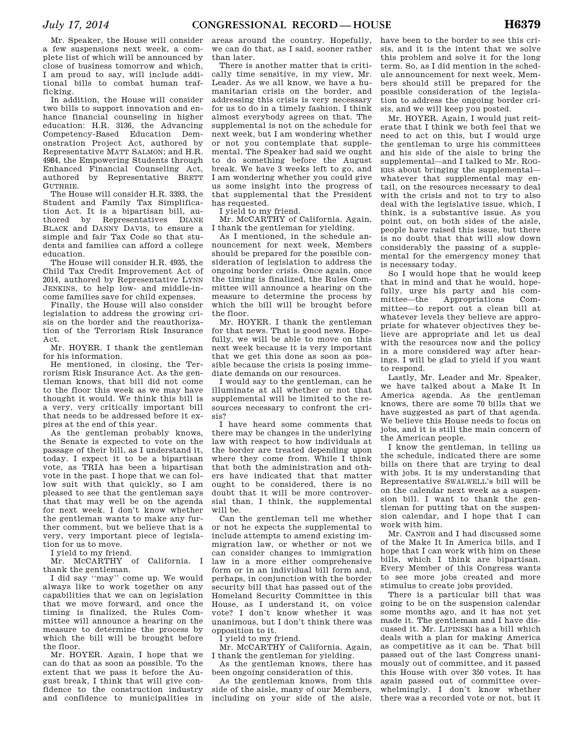Mr. Speaker, the House will consider a few suspensions next week, a complete list of which will be announced by close of business tomorrow and which, I am proud to say, will include additional bills to combat human trafficking.

In addition, the House will consider two bills to support innovation and enhance financial counseling in higher education: H.R. 3136, the Advancing Competency-Based Education Demonstration Project Act, authored by Representative MATT SALMON; and H.R. 4984, the Empowering Students through Enhanced Financial Counseling Act, authored by Representative BRETT GUTHRIE.

The House will consider H.R. 3393, the Student and Family Tax Simplification Act. It is a bipartisan bill, authored by Representatives DIANE BLACK and DANNY DAVIS, to ensure a simple and fair Tax Code so that students and families can afford a college education.

The House will consider H.R. 4935, the Child Tax Credit Improvement Act of 2014, authored by Representative LYNN JENKINS, to help low- and middle-income families save for child expenses.

Finally, the House will also consider legislation to address the growing crisis on the border and the reauthorization of the Terrorism Risk Insurance Act.

Mr. HOYER. I thank the gentleman for his information.

He mentioned, in closing, the Terrorism Risk Insurance Act. As the gentleman knows, that bill did not come to the floor this week as we may have thought it would. We think this bill is a very, very critically important bill that needs to be addressed before it expires at the end of this year.

As the gentleman probably knows, the Senate is expected to vote on the passage of their bill, as I understand it, today. I expect it to be a bipartisan vote, as TRIA has been a bipartisan vote in the past. I hope that we can follow suit with that quickly, so I am pleased to see that the gentleman says that that may well be on the agenda for next week. I don't know whether the gentleman wants to make any further comment, but we believe that is a very, very important piece of legislation for us to move.

I yield to my friend.

Mr. McCARTHY of California. I thank the gentleman.

I did say "may" come up. We would always like to work together on any capabilities that we can on legislation that we move forward, and once the timing is finalized, the Rules Committee will announce a hearing on the measure to determine the process by which the bill will be brought before the floor.

Mr. HOYER. Again, I hope that we can do that as soon as possible. To the extent that we pass it before the August break, I think that will give confidence to the construction industry and confidence to municipalities in areas around the country. Hopefully, we can do that, as I said, sooner rather than later.

There is another matter that is critically time sensitive, in my view, Mr. Leader. As we all know, we have a humanitarian crisis on the border, and addressing this crisis is very necessary for us to do in a timely fashion. I think almost everybody agrees on that. The supplemental is not on the schedule for next week, but I am wondering whether or not you contemplate that supplemental. The Speaker had said we ought to do something before the August break. We have 3 weeks left to go, and I am wondering whether you could give us some insight into the progress of that supplemental that the President has requested.

I yield to my friend.

Mr. McCARTHY of California. Again, I thank the gentleman for yielding.

As I mentioned, in the schedule announcement for next week, Members should be prepared for the possible consideration of legislation to address the ongoing border crisis. Once again, once the timing is finalized, the Rules Committee will announce a hearing on the measure to determine the process by which the bill will be brought before the floor.

Mr. HOYER. I thank the gentleman for that news. That is good news. Hopefully, we will be able to move on this next week because it is very important that we get this done as soon as possible because the crisis is posing immediate demands on our resources.

I would say to the gentleman, can he illuminate at all whether or not that supplemental will be limited to the resources necessary to confront the crisis?

I have heard some comments that there may be changes in the underlying law with respect to how individuals at the border are treated depending upon where they come from. While I think that both the administration and others have indicated that that matter ought to be considered, there is no doubt that it will be more controversial than, I think, the supplemental will be.

Can the gentleman tell me whether or not he expects the supplemental to include attempts to amend existing immigration law, or whether or not we can consider changes to immigration law in a more either comprehensive form or in an individual bill form and, perhaps, in conjunction with the border security bill that has passed out of the Homeland Security Committee in this House, as I understand it, on voice vote? I don't know whether it was unanimous, but I don't think there was opposition to it.

I yield to my friend.

Mr. McCARTHY of California. Again, I thank the gentleman for yielding.

As the gentleman knows, there has been ongoing consideration of this.

As the gentleman knows, from this side of the aisle, many of our Members, including on your side of the aisle, have been to the border to see this crisis, and it is the intent that we solve this problem and solve it for the long term. So, as I did mention in the schedule announcement for next week, Members should still be prepared for the possible consideration of the legislation to address the ongoing border crisis, and we will keep you posted.

Mr. HOYER. Again, I would just reiterate that I think we both feel that we need to act on this, but I would urge the gentleman to urge his committees and his side of the aisle to bring the supplemental—and I talked to Mr. ROGERS about bringing the supplemental—whatever that supplemental may entail, on the resources necessary to deal with the crisis and not to try to also deal with the legislative issue, which, I think, is a substantive issue. As you point out, on both sides of the aisle, people have raised this issue, but there is no doubt that that will slow down considerably the passing of a supplemental for the emergency money that is necessary today.

So I would hope that he would keep that in mind and that he would, hopefully, urge his party and his committee—the Appropriations Committee—to report out a clean bill at whatever levels they believe are appropriate for whatever objectives they believe are appropriate and let us deal with the resources now and the policy in a more considered way after hearings. I will be glad to yield if you want to respond.

Lastly, Mr. Leader and Mr. Speaker, we have talked about a Make It In America agenda. As the gentleman knows, there are some 70 bills that we have suggested as part of that agenda. We believe this House needs to focus on jobs, and it is still the main concern of the American people.

I know the gentleman, in telling us the schedule, indicated there are some bills on there that are trying to deal with jobs. It is my understanding that Representative SWALWELL's bill will be on the calendar next week as a suspension bill. I want to thank the gentleman for putting that on the suspension calendar, and I hope that I can work with him.

Mr. CANTOR and I had discussed some of the Make It In America bills, and I hope that I can work with him on these bills, which I think are bipartisan. Every Member of this Congress wants to see more jobs created and more stimulus to create jobs provided.

There is a particular bill that was going to be on the suspension calendar some months ago, and it has not yet made it. The gentleman and I have discussed it. Mr. LIPINSKI has a bill which deals with a plan for making America as competitive as it can be. That bill passed out of the last Congress unanimously out of committee, and it passed this House with over 350 votes. It has again passed out of committee overwhelmingly. I don't know whether there was a recorded vote or not, but it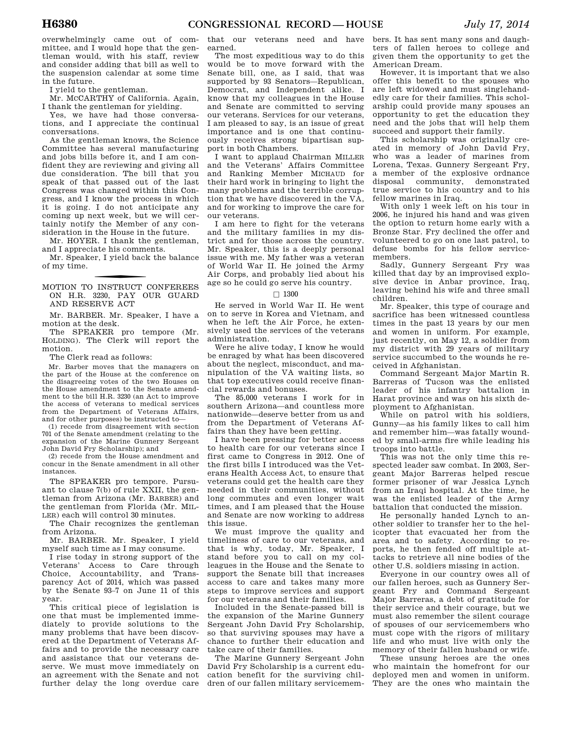overwhelmingly came out of committee, and I would hope that the gentleman would, with his staff, review and consider adding that bill as well to the suspension calendar at some time in the future.

I yield to the gentleman.

Mr. McCARTHY of California. Again, I thank the gentleman for yielding.

Yes, we have had those conversations, and I appreciate the continual conversations.

As the gentleman knows, the Science Committee has several manufacturing and jobs bills before it, and I am confident they are reviewing and giving all due consideration. The bill that you speak of that passed out of the last Congress was changed within this Congress, and I know the process in which it is going. I do not anticipate any coming up next week, but we will certainly notify the Member of any consideration in the House in the future.

Mr. HOYER. I thank the gentleman, and I appreciate his comments.

Mr. Speaker, I yield back the balance of my time.

## MOTION TO INSTRUCT CONFEREES ON H.R. 3230, PAY OUR GUARD AND RESERVE ACT

Mr. BARBER. Mr. Speaker, I have a motion at the desk.

The SPEAKER pro tempore (Mr. HOLDING). The Clerk will report the motion.

The Clerk read as follows:

Mr. Barber moves that the managers on the part of the House at the conference on the disagreeing votes of the two Houses on the House amendment to the Senate amendment to the bill H.R. 3230 (an Act to improve the access of veterans to medical services from the Department of Veterans Affairs, and for other purposes) be instructed to—

(1) recede from disagreement with section 701 of the Senate amendment (relating to the expansion of the Marine Gunnery Sergeant John David Fry Scholarship); and

(2) recede from the House amendment and concur in the Senate amendment in all other instances.

The SPEAKER pro tempore. Pursuant to clause 7(b) of rule XXII, the gentleman from Arizona (Mr. BARBER) and the gentleman from Florida (Mr. MILLER) each will control 30 minutes.

The Chair recognizes the gentleman from Arizona.

Mr. BARBER. Mr. Speaker, I yield myself such time as I may consume.

I rise today in strong support of the Veterans' Access to Care through Choice, Accountability, and Transparency Act of 2014, which was passed by the Senate 93–7 on June 11 of this year.

This critical piece of legislation is one that must be implemented immediately to provide solutions to the many problems that have been discovered at the Department of Veterans Affairs and to provide the necessary care and assistance that our veterans deserve. We must move immediately on an agreement with the Senate and not further delay the long overdue care that our veterans need and have earned.

The most expeditious way to do this would be to move forward with the Senate bill, one, as I said, that was supported by 93 Senators—Republican, Democrat, and Independent alike. I know that my colleagues in the House and Senate are committed to serving our veterans. Services for our veterans, I am pleased to say, is an issue of great importance and is one that continuously receives strong bipartisan support in both Chambers.

I want to applaud Chairman MILLER and the Veterans' Affairs Committee and Ranking Member MICHAUD for their hard work in bringing to light the many problems and the terrible corruption that we have discovered in the VA, and for working to improve the care for our veterans.

I am here to fight for the veterans and the military families in my district and for those across the country. Mr. Speaker, this is a deeply personal issue with me. My father was a veteran of World War II. He joined the Army Air Corps, and probably lied about his age so he could go serve his country.

□ 1300

He served in World War II. He went on to serve in Korea and Vietnam, and when he left the Air Force, he extensively used the services of the veterans administration.

Were he alive today, I know he would be enraged by what has been discovered about the neglect, misconduct, and manipulation of the VA waiting lists, so that top executives could receive financial rewards and bonuses.

The 85,000 veterans I work for in southern Arizona—and countless more nationwide—deserve better from us and from the Department of Veterans Affairs than they have been getting.

I have been pressing for better access to health care for our veterans since I first came to Congress in 2012. One of the first bills I introduced was the Veterans Health Access Act, to ensure that veterans could get the health care they needed in their communities, without long commutes and even longer wait times, and I am pleased that the House and Senate are now working to address this issue.

We must improve the quality and timeliness of care to our veterans, and that is why, today, Mr. Speaker, I stand before you to call on my colleagues in the House and the Senate to support the Senate bill that increases access to care and takes many more steps to improve services and support for our veterans and their families.

Included in the Senate-passed bill is the expansion of the Marine Gunnery Sergeant John David Fry Scholarship, so that surviving spouses may have a chance to further their education and take care of their families.

The Marine Gunnery Sergeant John David Fry Scholarship is a current education benefit for the surviving children of our fallen military servicemembers. It has sent many sons and daughters of fallen heroes to college and given them the opportunity to get the American Dream.

However, it is important that we also offer this benefit to the spouses who are left widowed and must singlehandedly care for their families. This scholarship could provide many spouses an opportunity to get the education they need and the jobs that will help them succeed and support their family.

This scholarship was originally created in memory of John David Fry, who was a leader of marines from Lorena, Texas. Gunnery Sergeant Fry, a member of the explosive ordnance disposal community, demonstrated true service to his country and to his fellow marines in Iraq.

With only 1 week left on his tour in 2006, he injured his hand and was given the option to return home early with a Bronze Star. Fry declined the offer and volunteered to go on one last patrol, to defuse bombs for his fellow servicemembers.

Sadly, Gunnery Sergeant Fry was killed that day by an improvised explosive device in Anbar province, Iraq, leaving behind his wife and three small children.

Mr. Speaker, this type of courage and sacrifice has been witnessed countless times in the past 13 years by our men and women in uniform. For example, just recently, on May 12, a soldier from my district with 29 years of military service succumbed to the wounds he received in Afghanistan.

Command Sergeant Major Martin R. Barreras of Tucson was the enlisted leader of his infantry battalion in Harat province and was on his sixth deployment to Afghanistan.

While on patrol with his soldiers, Gunny—as his family likes to call him and remember him—was fatally wounded by small-arms fire while leading his troops into battle.

This was not the only time this respected leader saw combat. In 2003, Sergeant Major Barreras helped rescue former prisoner of war Jessica Lynch from an Iraqi hospital. At the time, he was the enlisted leader of the Army battalion that conducted the mission.

He personally handed Lynch to another soldier to transfer her to the helicopter that evacuated her from the area and to safety. According to reports, he then fended off multiple attacks to retrieve all nine bodies of the other U.S. soldiers missing in action.

Everyone in our country owes all of our fallen heroes, such as Gunnery Sergeant Fry and Command Sergeant Major Barreras, a debt of gratitude for their service and their courage, but we must also remember the silent courage of spouses of our servicemembers who must cope with the rigors of military life and who must live with only the memory of their fallen husband or wife.

These unsung heroes are the ones who maintain the homefront for our deployed men and women in uniform. They are the ones who maintain the